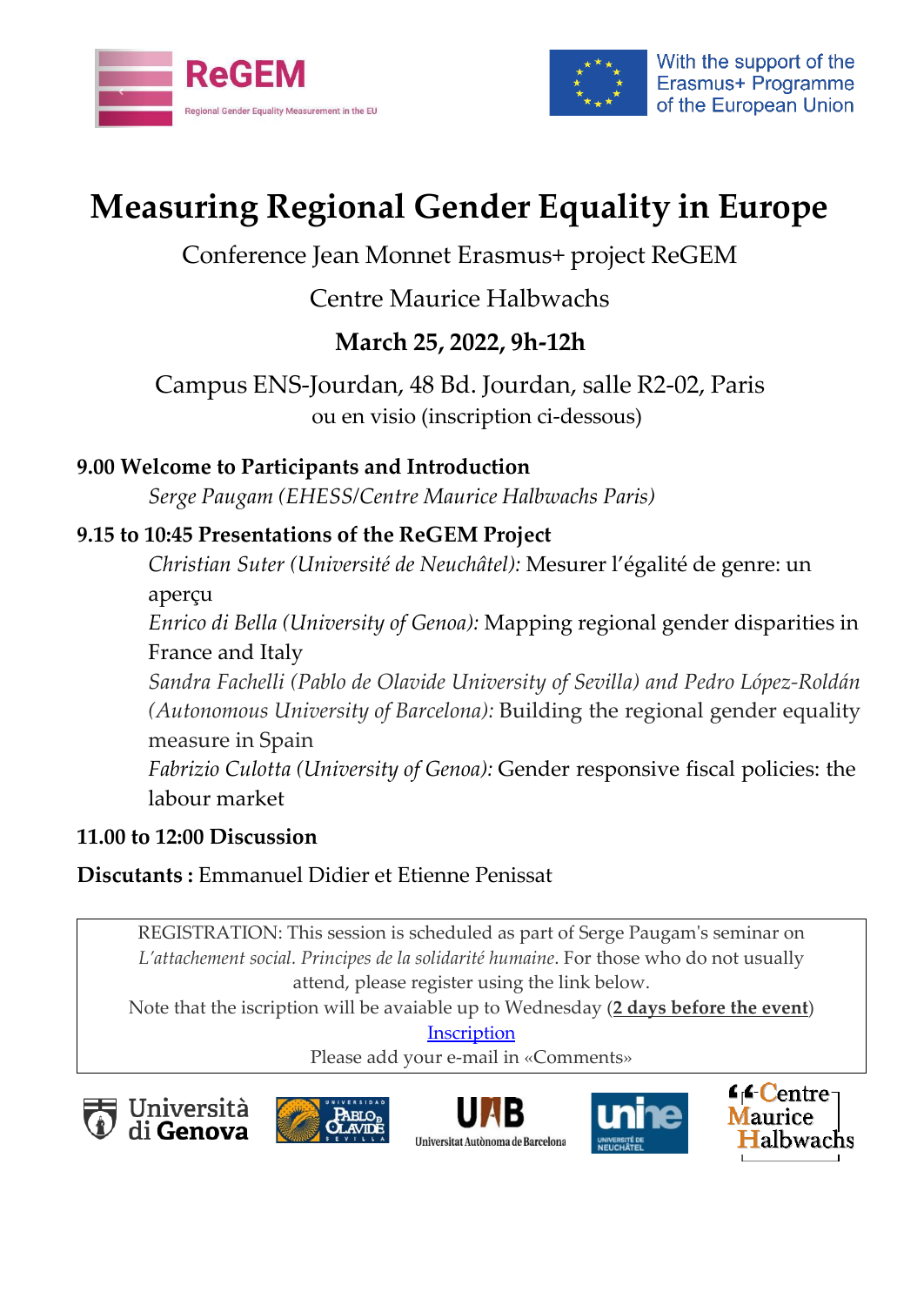ReGEM

Regional Gender Equality Measurement in the EU

With the support of the Erasmus+ Programme of the European Union

# Measuring Regional Gender Equality in Europe

Conference Jean Monnet Erasmus+ project ReGEM

Centre Maurice Halbwachs

**March 25, 2022, 9h-12h**

Campus ENS-Jourdan, 48 Bd. Jourdan, salle R2-02, Paris
ou en visio (inscription ci-dessous)

**9.00 Welcome to Participants and Introduction**

*Serge Paugam (EHESS/Centre Maurice Halbwachs Paris)*

**9.15 to 10:45 Presentations of the ReGEM Project**

*Christian Suter (Université de Neuchâtel):* Mesurer l'égalité de genre: un aperçu

*Enrico di Bella (University of Genoa):* Mapping regional gender disparities in France and Italy

*Sandra Fachelli (Pablo de Olavide University of Sevilla) and Pedro López-Roldán (Autonomous University of Barcelona):* Building the regional gender equality measure in Spain

*Fabrizio Culotta (University of Genoa):* Gender responsive fiscal policies: the labour market

**11.00 to 12:00 Discussion**

**Discutants :** Emmanuel Didier et Etienne Penissat

REGISTRATION: This session is scheduled as part of Serge Paugam's seminar on *L'attachement social. Principes de la solidarité humaine*. For those who do not usually attend, please register using the link below.
Note that the iscription will be avaiable up to Wednesday (**2 days before the event**)
Inscription
Please add your e-mail in «Comments»

Università di Genova — Universidad Pablo de Olavide Sevilla — UAB Universitat Autònoma de Barcelona — unine Université de Neuchâtel — Centre Maurice Halbwachs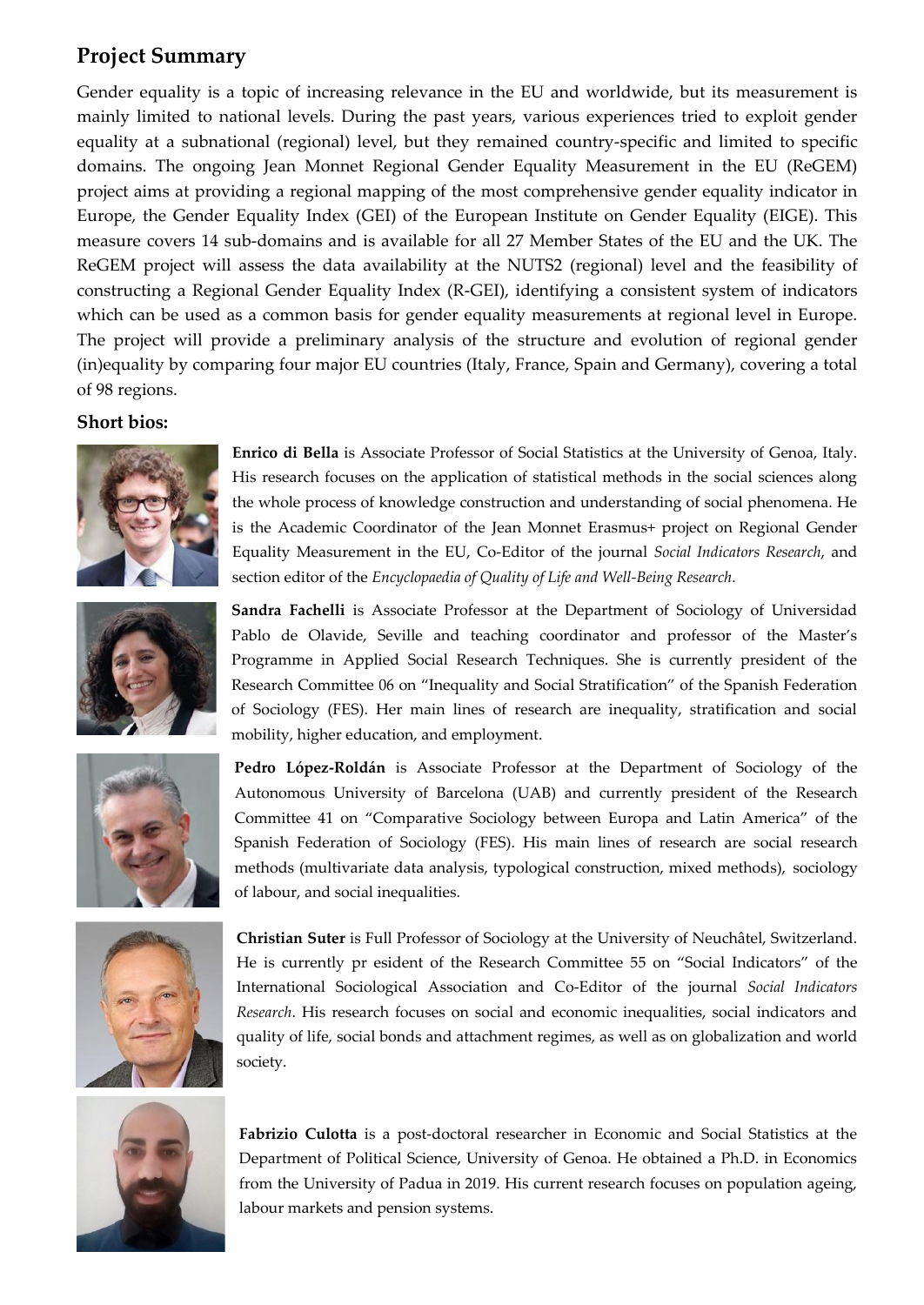## Project Summary

Gender equality is a topic of increasing relevance in the EU and worldwide, but its measurement is mainly limited to national levels. During the past years, various experiences tried to exploit gender equality at a subnational (regional) level, but they remained country-specific and limited to specific domains. The ongoing Jean Monnet Regional Gender Equality Measurement in the EU (ReGEM) project aims at providing a regional mapping of the most comprehensive gender equality indicator in Europe, the Gender Equality Index (GEI) of the European Institute on Gender Equality (EIGE). This measure covers 14 sub-domains and is available for all 27 Member States of the EU and the UK. The ReGEM project will assess the data availability at the NUTS2 (regional) level and the feasibility of constructing a Regional Gender Equality Index (R-GEI), identifying a consistent system of indicators which can be used as a common basis for gender equality measurements at regional level in Europe. The project will provide a preliminary analysis of the structure and evolution of regional gender (in)equality by comparing four major EU countries (Italy, France, Spain and Germany), covering a total of 98 regions.

### Short bios:

**Enrico di Bella** is Associate Professor of Social Statistics at the University of Genoa, Italy. His research focuses on the application of statistical methods in the social sciences along the whole process of knowledge construction and understanding of social phenomena. He is the Academic Coordinator of the Jean Monnet Erasmus+ project on Regional Gender Equality Measurement in the EU, Co-Editor of the journal *Social Indicators Research*, and section editor of the *Encyclopaedia of Quality of Life and Well-Being Research*.

**Sandra Fachelli** is Associate Professor at the Department of Sociology of Universidad Pablo de Olavide, Seville and teaching coordinator and professor of the Master's Programme in Applied Social Research Techniques. She is currently president of the Research Committee 06 on "Inequality and Social Stratification" of the Spanish Federation of Sociology (FES). Her main lines of research are inequality, stratification and social mobility, higher education, and employment.

**Pedro López-Roldán** is Associate Professor at the Department of Sociology of the Autonomous University of Barcelona (UAB) and currently president of the Research Committee 41 on "Comparative Sociology between Europa and Latin America" of the Spanish Federation of Sociology (FES). His main lines of research are social research methods (multivariate data analysis, typological construction, mixed methods), sociology of labour, and social inequalities.

**Christian Suter** is Full Professor of Sociology at the University of Neuchâtel, Switzerland. He is currently pr esident of the Research Committee 55 on "Social Indicators" of the International Sociological Association and Co-Editor of the journal *Social Indicators Research*. His research focuses on social and economic inequalities, social indicators and quality of life, social bonds and attachment regimes, as well as on globalization and world society.

**Fabrizio Culotta** is a post-doctoral researcher in Economic and Social Statistics at the Department of Political Science, University of Genoa. He obtained a Ph.D. in Economics from the University of Padua in 2019. His current research focuses on population ageing, labour markets and pension systems.